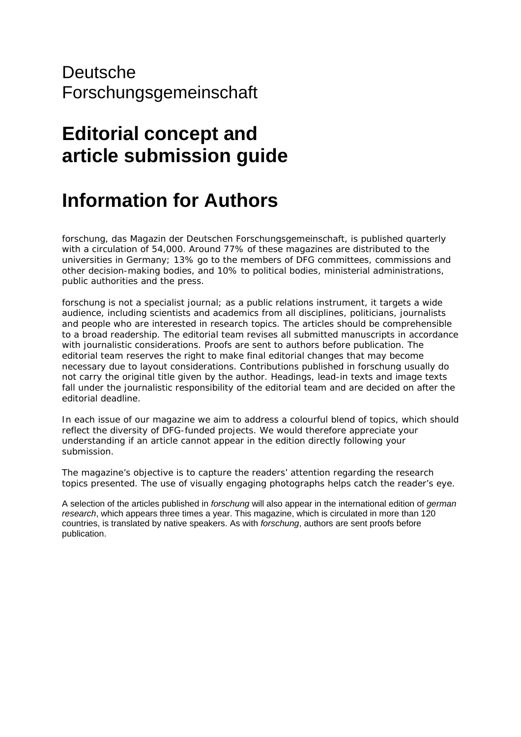Deutsche
Forschungsgemeinschaft

# Editorial concept and article submission guide

# Information for Authors

forschung, das Magazin der Deutschen Forschungsgemeinschaft, is published quarterly with a circulation of 54,000. Around 77% of these magazines are distributed to the universities in Germany; 13% go to the members of DFG committees, commissions and other decision-making bodies, and 10% to political bodies, ministerial administrations, public authorities and the press.

forschung is not a specialist journal; as a public relations instrument, it targets a wide audience, including scientists and academics from all disciplines, politicians, journalists and people who are interested in research topics. The articles should be comprehensible to a broad readership. The editorial team revises all submitted manuscripts in accordance with journalistic considerations. Proofs are sent to authors before publication. The editorial team reserves the right to make final editorial changes that may become necessary due to layout considerations. Contributions published in forschung usually do not carry the original title given by the author. Headings, lead-in texts and image texts fall under the journalistic responsibility of the editorial team and are decided on after the editorial deadline.

In each issue of our magazine we aim to address a colourful blend of topics, which should reflect the diversity of DFG-funded projects. We would therefore appreciate your understanding if an article cannot appear in the edition directly following your submission.

The magazine's objective is to capture the readers' attention regarding the research topics presented. The use of visually engaging photographs helps catch the reader's eye.

A selection of the articles published in *forschung* will also appear in the international edition of *german research*, which appears three times a year. This magazine, which is circulated in more than 120 countries, is translated by native speakers. As with *forschung*, authors are sent proofs before publication.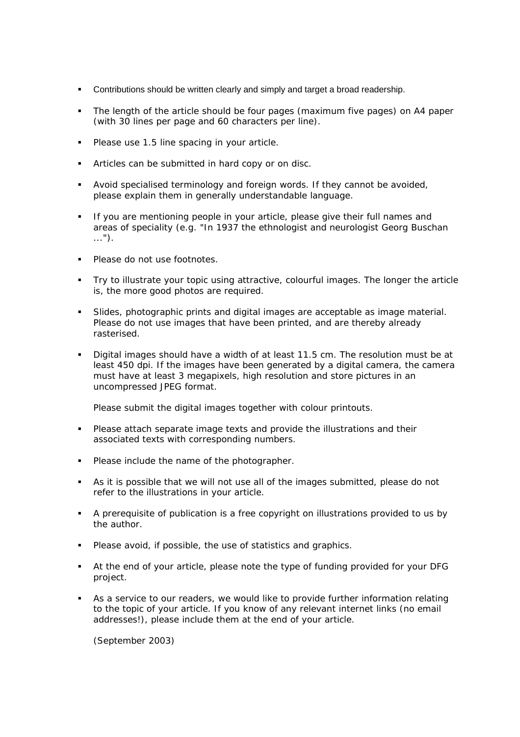- Contributions should be written clearly and simply and target a broad readership.
- The length of the article should be four pages (maximum five pages) on A4 paper (with 30 lines per page and 60 characters per line).
- Please use 1.5 line spacing in your article.
- Articles can be submitted in hard copy or on disc.
- Avoid specialised terminology and foreign words. If they cannot be avoided, please explain them in generally understandable language.
- If you are mentioning people in your article, please give their full names and areas of speciality (e.g. "In 1937 the ethnologist and neurologist Georg Buschan ...").
- Please do not use footnotes.
- Try to illustrate your topic using attractive, colourful images. The longer the article is, the more good photos are required.
- Slides, photographic prints and digital images are acceptable as image material. Please do not use images that have been printed, and are thereby already rasterised.
- Digital images should have a width of at least 11.5 cm. The resolution must be at least 450 dpi. If the images have been generated by a digital camera, the camera must have at least 3 megapixels, high resolution and store pictures in an uncompressed JPEG format.

  Please submit the digital images together with colour printouts.
- Please attach separate image texts and provide the illustrations and their associated texts with corresponding numbers.
- Please include the name of the photographer.
- As it is possible that we will not use all of the images submitted, please do not refer to the illustrations in your article.
- A prerequisite of publication is a free copyright on illustrations provided to us by the author.
- Please avoid, if possible, the use of statistics and graphics.
- At the end of your article, please note the type of funding provided for your DFG project.
- As a service to our readers, we would like to provide further information relating to the topic of your article. If you know of any relevant internet links (no email addresses!), please include them at the end of your article.

  (September 2003)